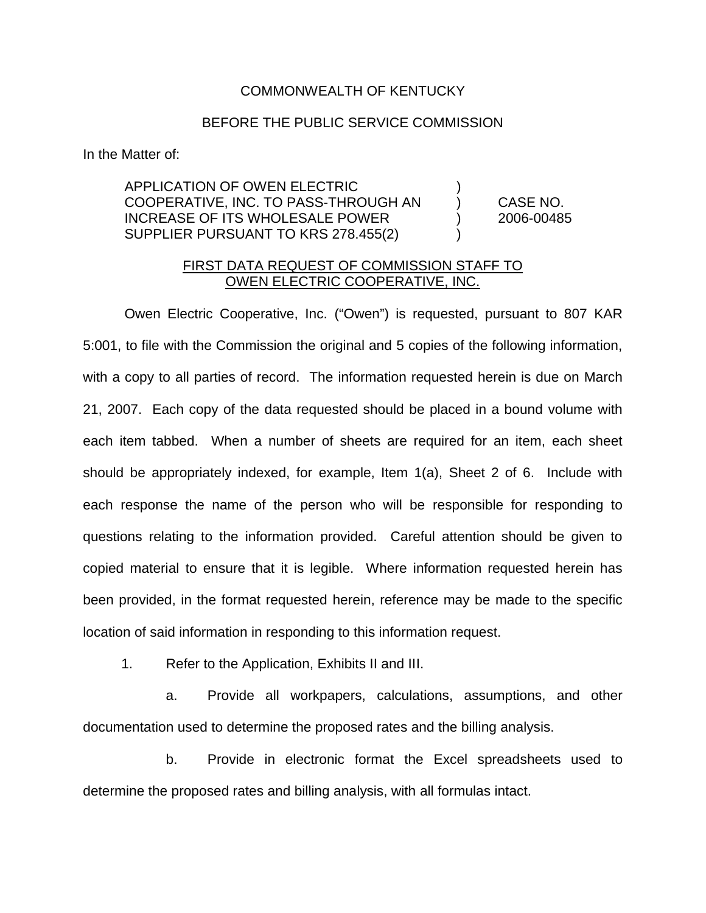COMMONWEALTH OF KENTUCKY

BEFORE THE PUBLIC SERVICE COMMISSION

In the Matter of:

| | | |
|---|---|---|
| APPLICATION OF OWEN ELECTRIC COOPERATIVE, INC. TO PASS-THROUGH AN INCREASE OF ITS WHOLESALE POWER SUPPLIER PURSUANT TO KRS 278.455(2) | ) ) ) ) | CASE NO. 2006-00485 |

## FIRST DATA REQUEST OF COMMISSION STAFF TO OWEN ELECTRIC COOPERATIVE, INC.

Owen Electric Cooperative, Inc. ("Owen") is requested, pursuant to 807 KAR 5:001, to file with the Commission the original and 5 copies of the following information, with a copy to all parties of record. The information requested herein is due on March 21, 2007. Each copy of the data requested should be placed in a bound volume with each item tabbed. When a number of sheets are required for an item, each sheet should be appropriately indexed, for example, Item 1(a), Sheet 2 of 6. Include with each response the name of the person who will be responsible for responding to questions relating to the information provided. Careful attention should be given to copied material to ensure that it is legible. Where information requested herein has been provided, in the format requested herein, reference may be made to the specific location of said information in responding to this information request.

1. Refer to the Application, Exhibits II and III.

   a. Provide all workpapers, calculations, assumptions, and other documentation used to determine the proposed rates and the billing analysis.

   b. Provide in electronic format the Excel spreadsheets used to determine the proposed rates and billing analysis, with all formulas intact.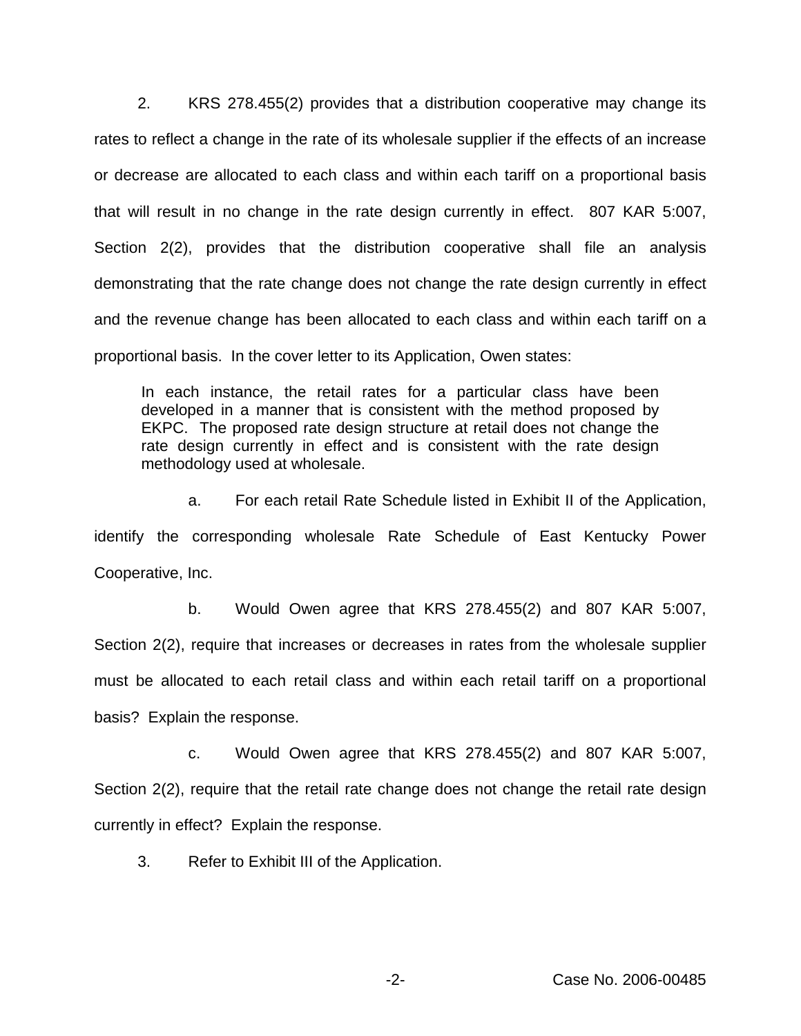2. KRS 278.455(2) provides that a distribution cooperative may change its rates to reflect a change in the rate of its wholesale supplier if the effects of an increase or decrease are allocated to each class and within each tariff on a proportional basis that will result in no change in the rate design currently in effect. 807 KAR 5:007, Section 2(2), provides that the distribution cooperative shall file an analysis demonstrating that the rate change does not change the rate design currently in effect and the revenue change has been allocated to each class and within each tariff on a proportional basis. In the cover letter to its Application, Owen states:

> In each instance, the retail rates for a particular class have been developed in a manner that is consistent with the method proposed by EKPC. The proposed rate design structure at retail does not change the rate design currently in effect and is consistent with the rate design methodology used at wholesale.

a. For each retail Rate Schedule listed in Exhibit II of the Application, identify the corresponding wholesale Rate Schedule of East Kentucky Power Cooperative, Inc.

b. Would Owen agree that KRS 278.455(2) and 807 KAR 5:007, Section 2(2), require that increases or decreases in rates from the wholesale supplier must be allocated to each retail class and within each retail tariff on a proportional basis? Explain the response.

c. Would Owen agree that KRS 278.455(2) and 807 KAR 5:007, Section 2(2), require that the retail rate change does not change the retail rate design currently in effect? Explain the response.

3. Refer to Exhibit III of the Application.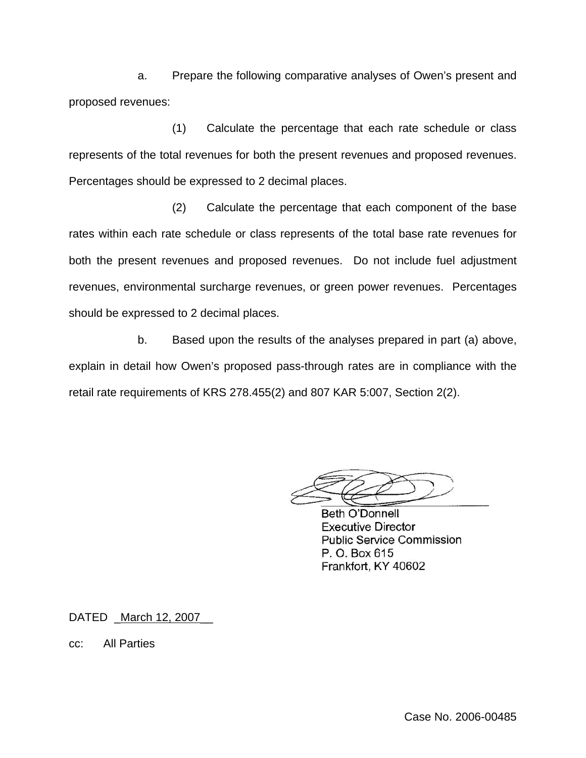a. Prepare the following comparative analyses of Owen's present and proposed revenues:

(1) Calculate the percentage that each rate schedule or class represents of the total revenues for both the present revenues and proposed revenues. Percentages should be expressed to 2 decimal places.

(2) Calculate the percentage that each component of the base rates within each rate schedule or class represents of the total base rate revenues for both the present revenues and proposed revenues. Do not include fuel adjustment revenues, environmental surcharge revenues, or green power revenues. Percentages should be expressed to 2 decimal places.

b. Based upon the results of the analyses prepared in part (a) above, explain in detail how Owen's proposed pass-through rates are in compliance with the retail rate requirements of KRS 278.455(2) and 807 KAR 5:007, Section 2(2).

Beth O'Donnell
Executive Director
Public Service Commission
P. O. Box 615
Frankfort, KY 40602

DATED \_March 12, 2007\_\_

cc: All Parties

Case No. 2006-00485